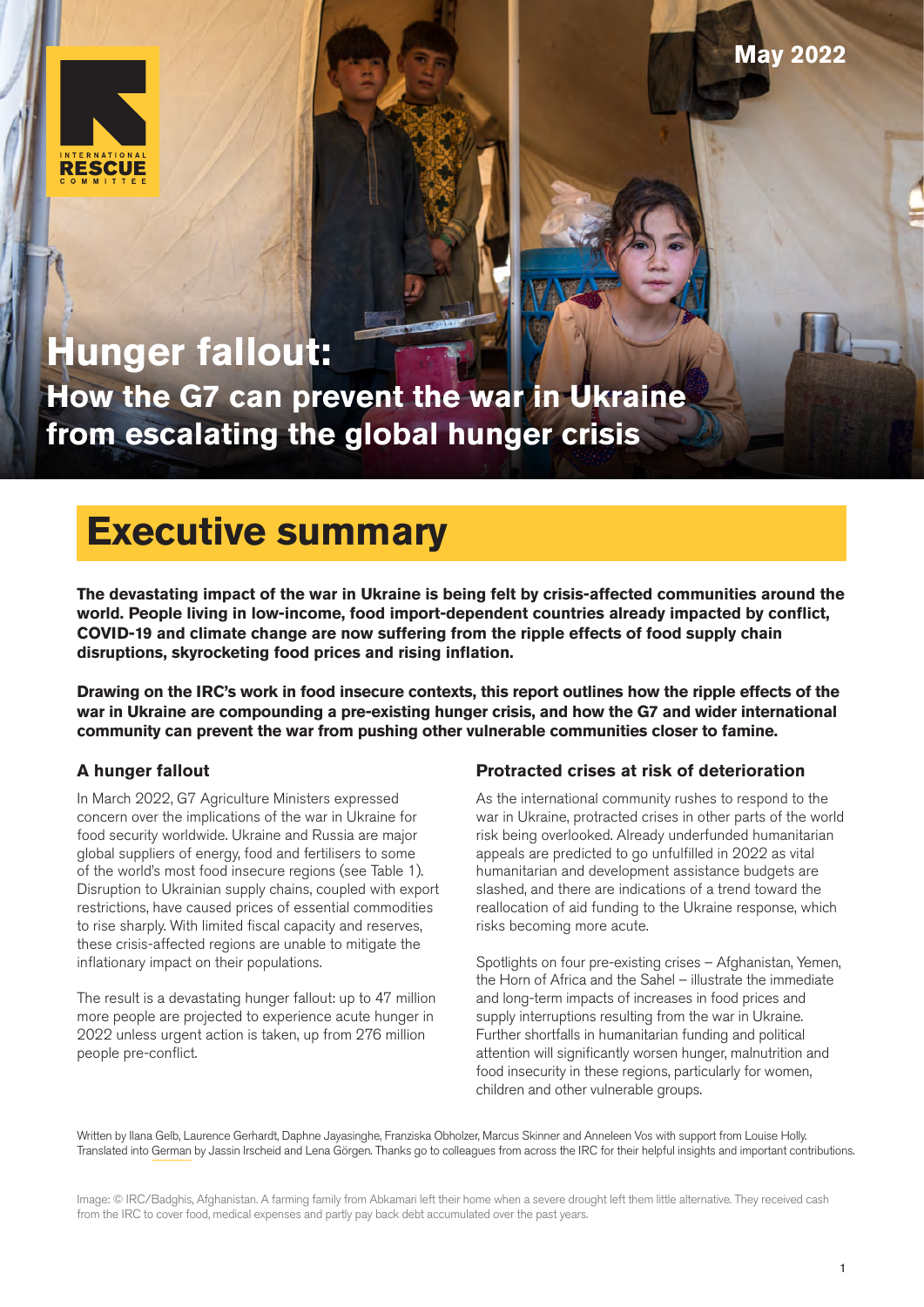May 2022

# Hunger fallout:

## How the G7 can prevent the war in Ukraine from escalating the global hunger crisis

# Executive summary

**The devastating impact of the war in Ukraine is being felt by crisis-affected communities around the world. People living in low-income, food import-dependent countries already impacted by conflict, COVID-19 and climate change are now suffering from the ripple effects of food supply chain disruptions, skyrocketing food prices and rising inflation.**

**Drawing on the IRC's work in food insecure contexts, this report outlines how the ripple effects of the war in Ukraine are compounding a pre-existing hunger crisis, and how the G7 and wider international community can prevent the war from pushing other vulnerable communities closer to famine.**

### A hunger fallout

In March 2022, G7 Agriculture Ministers expressed concern over the implications of the war in Ukraine for food security worldwide. Ukraine and Russia are major global suppliers of energy, food and fertilisers to some of the world's most food insecure regions (see Table 1). Disruption to Ukrainian supply chains, coupled with export restrictions, have caused prices of essential commodities to rise sharply. With limited fiscal capacity and reserves, these crisis-affected regions are unable to mitigate the inflationary impact on their populations.

The result is a devastating hunger fallout: up to 47 million more people are projected to experience acute hunger in 2022 unless urgent action is taken, up from 276 million people pre-conflict.

### Protracted crises at risk of deterioration

As the international community rushes to respond to the war in Ukraine, protracted crises in other parts of the world risk being overlooked. Already underfunded humanitarian appeals are predicted to go unfulfilled in 2022 as vital humanitarian and development assistance budgets are slashed, and there are indications of a trend toward the reallocation of aid funding to the Ukraine response, which risks becoming more acute.

Spotlights on four pre-existing crises – Afghanistan, Yemen, the Horn of Africa and the Sahel – illustrate the immediate and long-term impacts of increases in food prices and supply interruptions resulting from the war in Ukraine. Further shortfalls in humanitarian funding and political attention will significantly worsen hunger, malnutrition and food insecurity in these regions, particularly for women, children and other vulnerable groups.

Written by Ilana Gelb, Laurence Gerhardt, Daphne Jayasinghe, Franziska Obholzer, Marcus Skinner and Anneleen Vos with support from Louise Holly. Translated into German by Jassin Irscheid and Lena Görgen. Thanks go to colleagues from across the IRC for their helpful insights and important contributions.

Image: © IRC/Badghis, Afghanistan. A farming family from Abkamari left their home when a severe drought left them little alternative. They received cash from the IRC to cover food, medical expenses and partly pay back debt accumulated over the past years.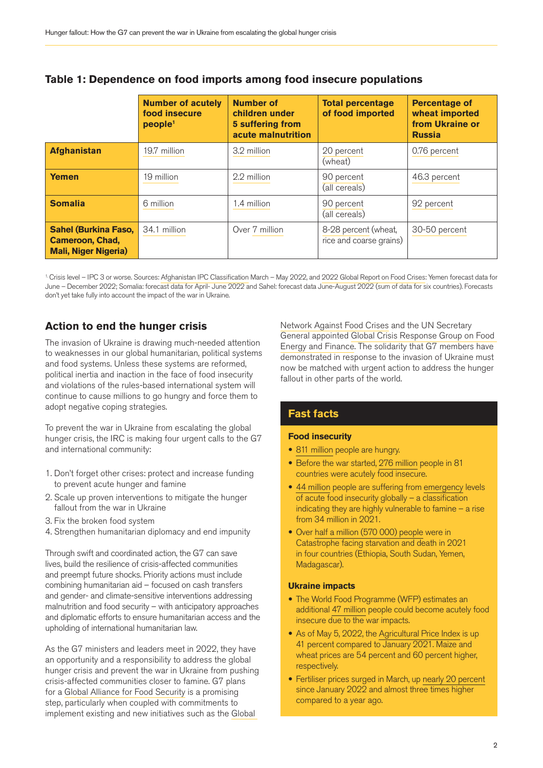## Table 1: Dependence on food imports among food insecure populations

| | Number of acutely food insecure people[1] | Number of children under 5 suffering from acute malnutrition | Total percentage of food imported | Percentage of wheat imported from Ukraine or Russia |
|---|---|---|---|---|
| **Afghanistan** | 19.7 million | 3.2 million | 20 percent (wheat) | 0.76 percent |
| **Yemen** | 19 million | 2.2 million | 90 percent (all cereals) | 46.3 percent |
| **Somalia** | 6 million | 1.4 million | 90 percent (all cereals) | 92 percent |
| **Sahel (Burkina Faso, Cameroon, Chad, Mali, Niger Nigeria)** | 34.1 million | Over 7 million | 8-28 percent (wheat, rice and coarse grains) | 30-50 percent |

[1] Crisis level – IPC 3 or worse. Sources: Afghanistan IPC Classification March – May 2022, and 2022 Global Report on Food Crises: Yemen forecast data for June – December 2022; Somalia: forecast data for April- June 2022 and Sahel: forecast data June-August 2022 (sum of data for six countries). Forecasts don't yet take fully into account the impact of the war in Ukraine.

## Action to end the hunger crisis

The invasion of Ukraine is drawing much-needed attention to weaknesses in our global humanitarian, political systems and food systems. Unless these systems are reformed, political inertia and inaction in the face of food insecurity and violations of the rules-based international system will continue to cause millions to go hungry and force them to adopt negative coping strategies.

To prevent the war in Ukraine from escalating the global hunger crisis, the IRC is making four urgent calls to the G7 and international community:

1. Don't forget other crises: protect and increase funding to prevent acute hunger and famine
2. Scale up proven interventions to mitigate the hunger fallout from the war in Ukraine
3. Fix the broken food system
4. Strengthen humanitarian diplomacy and end impunity

Through swift and coordinated action, the G7 can save lives, build the resilience of crisis-affected communities and preempt future shocks. Priority actions must include combining humanitarian aid – focused on cash transfers and gender- and climate-sensitive interventions addressing malnutrition and food security – with anticipatory approaches and diplomatic efforts to ensure humanitarian access and the upholding of international humanitarian law.

As the G7 ministers and leaders meet in 2022, they have an opportunity and a responsibility to address the global hunger crisis and prevent the war in Ukraine from pushing crisis-affected communities closer to famine. G7 plans for a Global Alliance for Food Security is a promising step, particularly when coupled with commitments to implement existing and new initiatives such as the Global Network Against Food Crises and the UN Secretary General appointed Global Crisis Response Group on Food Energy and Finance. The solidarity that G7 members have demonstrated in response to the invasion of Ukraine must now be matched with urgent action to address the hunger fallout in other parts of the world.

## Fast facts

### Food insecurity

- 811 million people are hungry.
- Before the war started, 276 million people in 81 countries were acutely food insecure.
- 44 million people are suffering from emergency levels of acute food insecurity globally – a classification indicating they are highly vulnerable to famine – a rise from 34 million in 2021.
- Over half a million (570 000) people were in Catastrophe facing starvation and death in 2021 in four countries (Ethiopia, South Sudan, Yemen, Madagascar).

### Ukraine impacts

- The World Food Programme (WFP) estimates an additional 47 million people could become acutely food insecure due to the war impacts.
- As of May 5, 2022, the Agricultural Price Index is up 41 percent compared to January 2021. Maize and wheat prices are 54 percent and 60 percent higher, respectively.
- Fertiliser prices surged in March, up nearly 20 percent since January 2022 and almost three times higher compared to a year ago.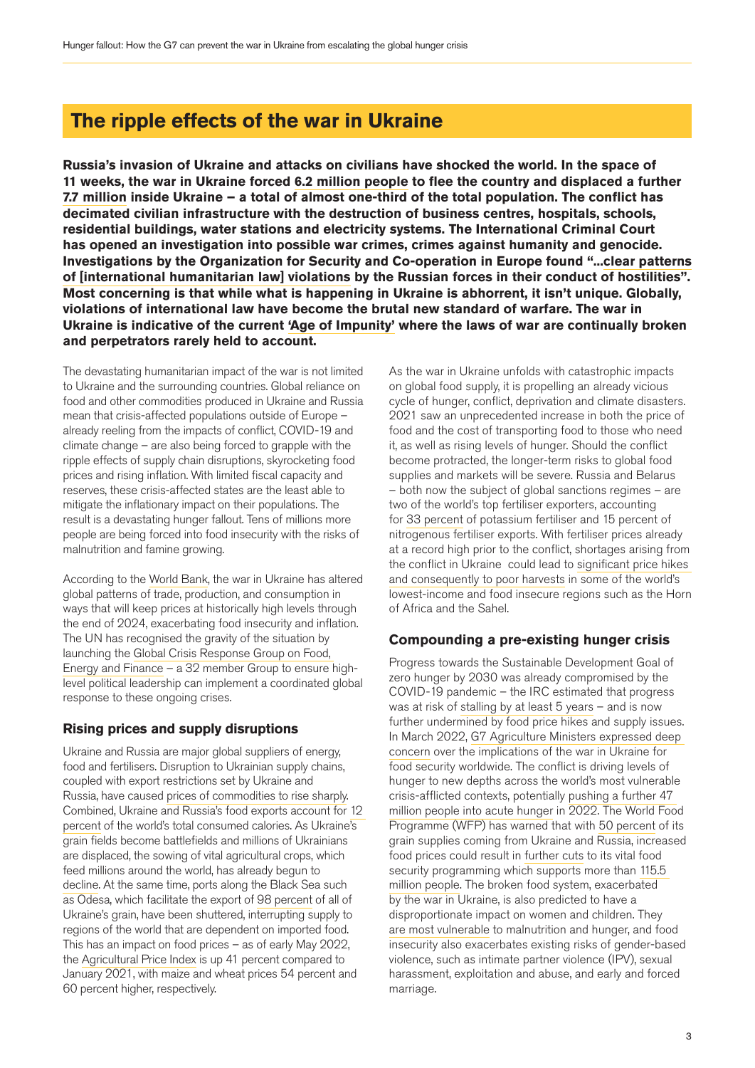## The ripple effects of the war in Ukraine

**Russia's invasion of Ukraine and attacks on civilians have shocked the world. In the space of 11 weeks, the war in Ukraine forced 6.2 million people to flee the country and displaced a further 7.7 million inside Ukraine – a total of almost one-third of the total population. The conflict has decimated civilian infrastructure with the destruction of business centres, hospitals, schools, residential buildings, water stations and electricity systems. The International Criminal Court has opened an investigation into possible war crimes, crimes against humanity and genocide. Investigations by the Organization for Security and Co-operation in Europe found "...clear patterns of [international humanitarian law] violations by the Russian forces in their conduct of hostilities". Most concerning is that while what is happening in Ukraine is abhorrent, it isn't unique. Globally, violations of international law have become the brutal new standard of warfare. The war in Ukraine is indicative of the current 'Age of Impunity' where the laws of war are continually broken and perpetrators rarely held to account.**

The devastating humanitarian impact of the war is not limited to Ukraine and the surrounding countries. Global reliance on food and other commodities produced in Ukraine and Russia mean that crisis-affected populations outside of Europe – already reeling from the impacts of conflict, COVID-19 and climate change – are also being forced to grapple with the ripple effects of supply chain disruptions, skyrocketing food prices and rising inflation. With limited fiscal capacity and reserves, these crisis-affected states are the least able to mitigate the inflationary impact on their populations. The result is a devastating hunger fallout. Tens of millions more people are being forced into food insecurity with the risks of malnutrition and famine growing.

According to the World Bank, the war in Ukraine has altered global patterns of trade, production, and consumption in ways that will keep prices at historically high levels through the end of 2024, exacerbating food insecurity and inflation. The UN has recognised the gravity of the situation by launching the Global Crisis Response Group on Food, Energy and Finance – a 32 member Group to ensure high-level political leadership can implement a coordinated global response to these ongoing crises.

### Rising prices and supply disruptions

Ukraine and Russia are major global suppliers of energy, food and fertilisers. Disruption to Ukrainian supply chains, coupled with export restrictions set by Ukraine and Russia, have caused prices of commodities to rise sharply. Combined, Ukraine and Russia's food exports account for 12 percent of the world's total consumed calories. As Ukraine's grain fields become battlefields and millions of Ukrainians are displaced, the sowing of vital agricultural crops, which feed millions around the world, has already begun to decline. At the same time, ports along the Black Sea such as Odesa, which facilitate the export of 98 percent of all of Ukraine's grain, have been shuttered, interrupting supply to regions of the world that are dependent on imported food. This has an impact on food prices – as of early May 2022, the Agricultural Price Index is up 41 percent compared to January 2021, with maize and wheat prices 54 percent and 60 percent higher, respectively.

As the war in Ukraine unfolds with catastrophic impacts on global food supply, it is propelling an already vicious cycle of hunger, conflict, deprivation and climate disasters. 2021 saw an unprecedented increase in both the price of food and the cost of transporting food to those who need it, as well as rising levels of hunger. Should the conflict become protracted, the longer-term risks to global food supplies and markets will be severe. Russia and Belarus – both now the subject of global sanctions regimes – are two of the world's top fertiliser exporters, accounting for 33 percent of potassium fertiliser and 15 percent of nitrogenous fertiliser exports. With fertiliser prices already at a record high prior to the conflict, shortages arising from the conflict in Ukraine could lead to significant price hikes and consequently to poor harvests in some of the world's lowest-income and food insecure regions such as the Horn of Africa and the Sahel.

### Compounding a pre-existing hunger crisis

Progress towards the Sustainable Development Goal of zero hunger by 2030 was already compromised by the COVID-19 pandemic – the IRC estimated that progress was at risk of stalling by at least 5 years – and is now further undermined by food price hikes and supply issues. In March 2022, G7 Agriculture Ministers expressed deep concern over the implications of the war in Ukraine for food security worldwide. The conflict is driving levels of hunger to new depths across the world's most vulnerable crisis-afflicted contexts, potentially pushing a further 47 million people into acute hunger in 2022. The World Food Programme (WFP) has warned that with 50 percent of its grain supplies coming from Ukraine and Russia, increased food prices could result in further cuts to its vital food security programming which supports more than 115.5 million people. The broken food system, exacerbated by the war in Ukraine, is also predicted to have a disproportionate impact on women and children. They are most vulnerable to malnutrition and hunger, and food insecurity also exacerbates existing risks of gender-based violence, such as intimate partner violence (IPV), sexual harassment, exploitation and abuse, and early and forced marriage.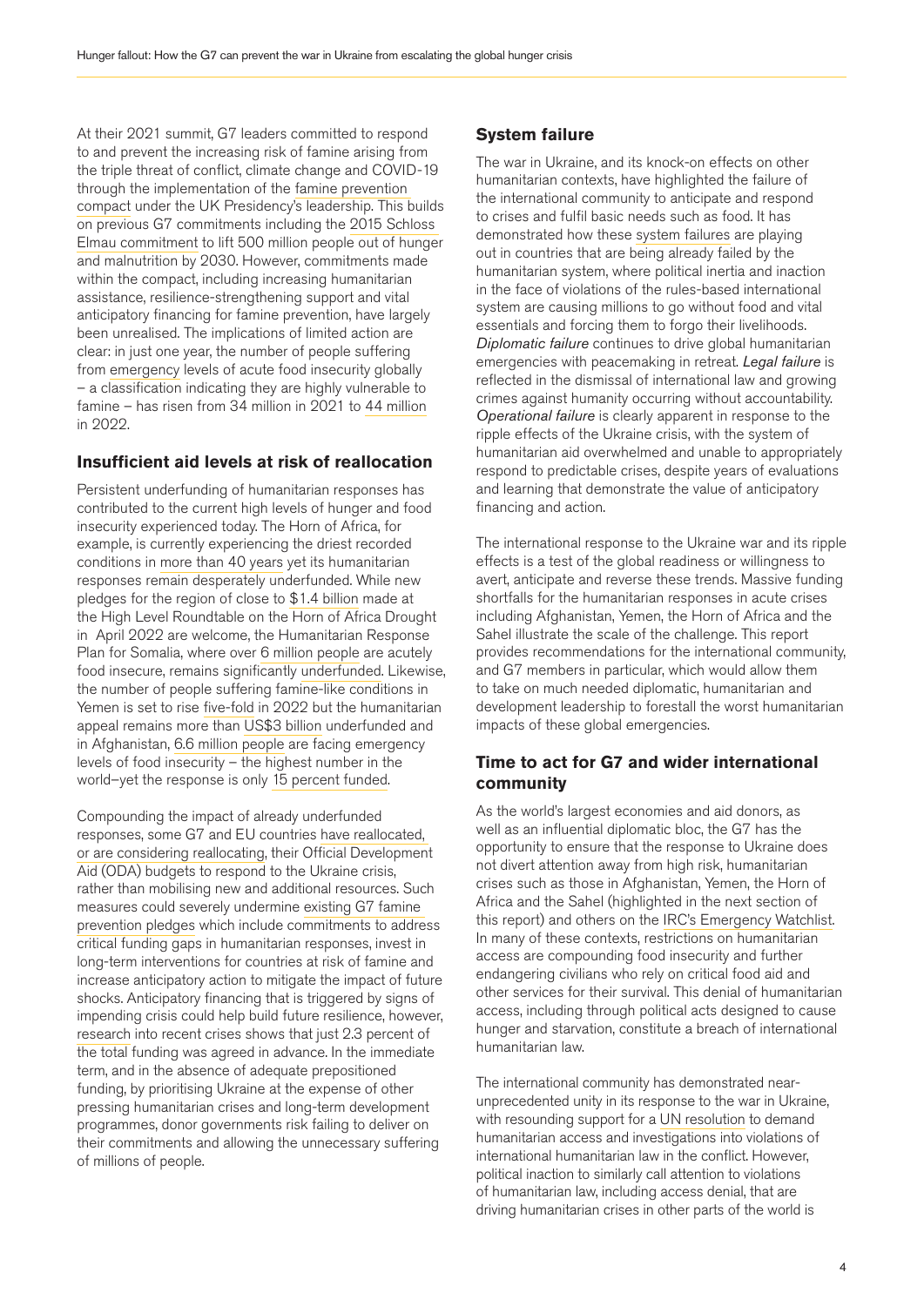At their 2021 summit, G7 leaders committed to respond to and prevent the increasing risk of famine arising from the triple threat of conflict, climate change and COVID-19 through the implementation of the famine prevention compact under the UK Presidency's leadership. This builds on previous G7 commitments including the 2015 Schloss Elmau commitment to lift 500 million people out of hunger and malnutrition by 2030. However, commitments made within the compact, including increasing humanitarian assistance, resilience-strengthening support and vital anticipatory financing for famine prevention, have largely been unrealised. The implications of limited action are clear: in just one year, the number of people suffering from emergency levels of acute food insecurity globally – a classification indicating they are highly vulnerable to famine – has risen from 34 million in 2021 to 44 million in 2022.

## Insufficient aid levels at risk of reallocation

Persistent underfunding of humanitarian responses has contributed to the current high levels of hunger and food insecurity experienced today. The Horn of Africa, for example, is currently experiencing the driest recorded conditions in more than 40 years yet its humanitarian responses remain desperately underfunded. While new pledges for the region of close to $1.4 billion made at the High Level Roundtable on the Horn of Africa Drought in April 2022 are welcome, the Humanitarian Response Plan for Somalia, where over 6 million people are acutely food insecure, remains significantly underfunded. Likewise, the number of people suffering famine-like conditions in Yemen is set to rise five-fold in 2022 but the humanitarian appeal remains more than US$3 billion underfunded and in Afghanistan, 6.6 million people are facing emergency levels of food insecurity – the highest number in the world–yet the response is only 15 percent funded.

Compounding the impact of already underfunded responses, some G7 and EU countries have reallocated, or are considering reallocating, their Official Development Aid (ODA) budgets to respond to the Ukraine crisis, rather than mobilising new and additional resources. Such measures could severely undermine existing G7 famine prevention pledges which include commitments to address critical funding gaps in humanitarian responses, invest in long-term interventions for countries at risk of famine and increase anticipatory action to mitigate the impact of future shocks. Anticipatory financing that is triggered by signs of impending crisis could help build future resilience, however, research into recent crises shows that just 2.3 percent of the total funding was agreed in advance. In the immediate term, and in the absence of adequate prepositioned funding, by prioritising Ukraine at the expense of other pressing humanitarian crises and long-term development programmes, donor governments risk failing to deliver on their commitments and allowing the unnecessary suffering of millions of people.

## System failure

The war in Ukraine, and its knock-on effects on other humanitarian contexts, have highlighted the failure of the international community to anticipate and respond to crises and fulfil basic needs such as food. It has demonstrated how these system failures are playing out in countries that are being already failed by the humanitarian system, where political inertia and inaction in the face of violations of the rules-based international system are causing millions to go without food and vital essentials and forcing them to forgo their livelihoods. *Diplomatic failure* continues to drive global humanitarian emergencies with peacemaking in retreat. *Legal failure* is reflected in the dismissal of international law and growing crimes against humanity occurring without accountability. *Operational failure* is clearly apparent in response to the ripple effects of the Ukraine crisis, with the system of humanitarian aid overwhelmed and unable to appropriately respond to predictable crises, despite years of evaluations and learning that demonstrate the value of anticipatory financing and action.

The international response to the Ukraine war and its ripple effects is a test of the global readiness or willingness to avert, anticipate and reverse these trends. Massive funding shortfalls for the humanitarian responses in acute crises including Afghanistan, Yemen, the Horn of Africa and the Sahel illustrate the scale of the challenge. This report provides recommendations for the international community, and G7 members in particular, which would allow them to take on much needed diplomatic, humanitarian and development leadership to forestall the worst humanitarian impacts of these global emergencies.

## Time to act for G7 and wider international community

As the world's largest economies and aid donors, as well as an influential diplomatic bloc, the G7 has the opportunity to ensure that the response to Ukraine does not divert attention away from high risk, humanitarian crises such as those in Afghanistan, Yemen, the Horn of Africa and the Sahel (highlighted in the next section of this report) and others on the IRC's Emergency Watchlist. In many of these contexts, restrictions on humanitarian access are compounding food insecurity and further endangering civilians who rely on critical food aid and other services for their survival. This denial of humanitarian access, including through political acts designed to cause hunger and starvation, constitute a breach of international humanitarian law.

The international community has demonstrated near-unprecedented unity in its response to the war in Ukraine, with resounding support for a UN resolution to demand humanitarian access and investigations into violations of international humanitarian law in the conflict. However, political inaction to similarly call attention to violations of humanitarian law, including access denial, that are driving humanitarian crises in other parts of the world is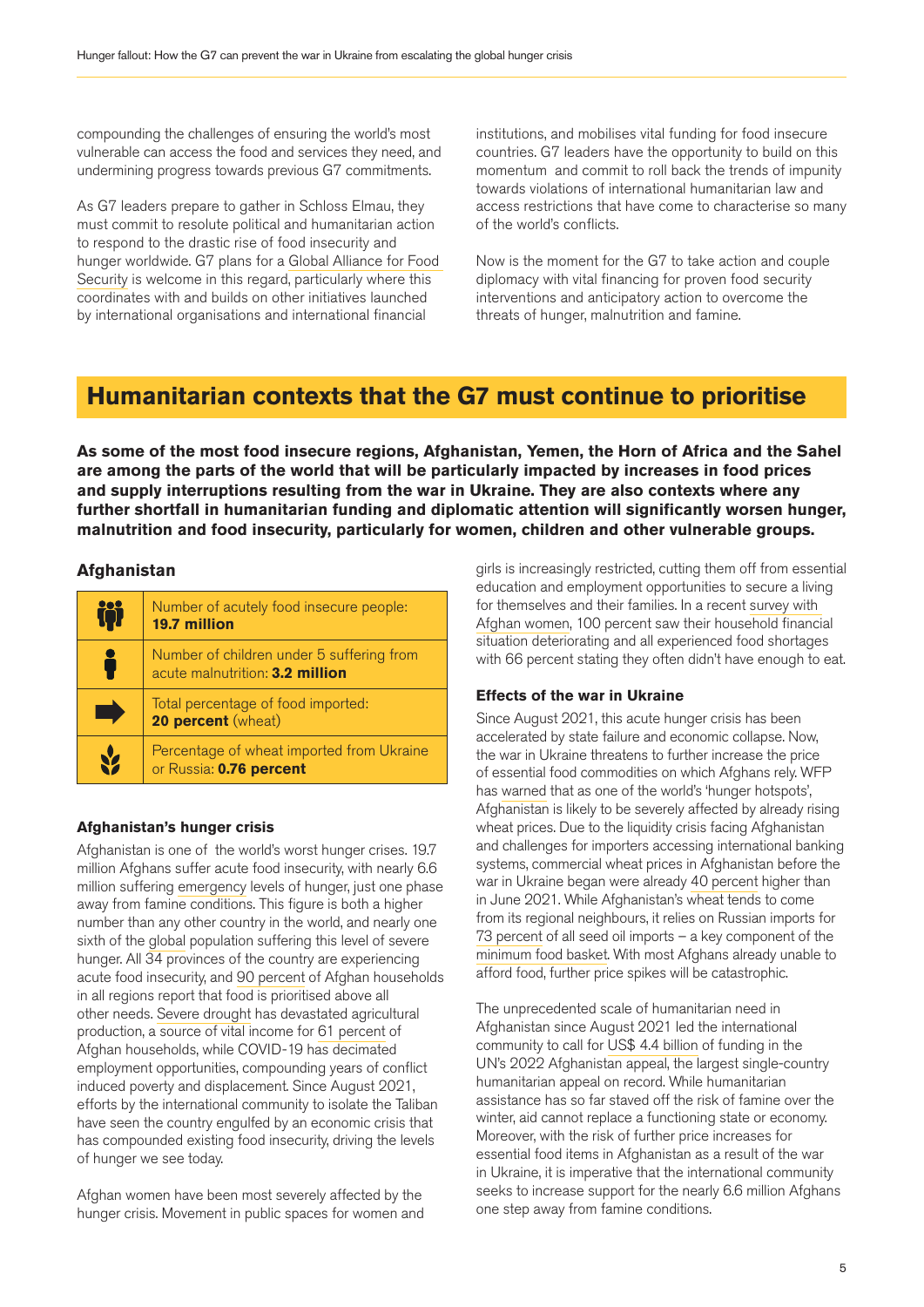compounding the challenges of ensuring the world's most vulnerable can access the food and services they need, and undermining progress towards previous G7 commitments.

As G7 leaders prepare to gather in Schloss Elmau, they must commit to resolute political and humanitarian action to respond to the drastic rise of food insecurity and hunger worldwide. G7 plans for a Global Alliance for Food Security is welcome in this regard, particularly where this coordinates with and builds on other initiatives launched by international organisations and international financial institutions, and mobilises vital funding for food insecure countries. G7 leaders have the opportunity to build on this momentum and commit to roll back the trends of impunity towards violations of international humanitarian law and access restrictions that have come to characterise so many of the world's conflicts.

Now is the moment for the G7 to take action and couple diplomacy with vital financing for proven food security interventions and anticipatory action to overcome the threats of hunger, malnutrition and famine.

## Humanitarian contexts that the G7 must continue to prioritise

**As some of the most food insecure regions, Afghanistan, Yemen, the Horn of Africa and the Sahel are among the parts of the world that will be particularly impacted by increases in food prices and supply interruptions resulting from the war in Ukraine. They are also contexts where any further shortfall in humanitarian funding and diplomatic attention will significantly worsen hunger, malnutrition and food insecurity, particularly for women, children and other vulnerable groups.**

### Afghanistan

| Indicator |
|---|
| Number of acutely food insecure people: **19.7 million** |
| Number of children under 5 suffering from acute malnutrition: **3.2 million** |
| Total percentage of food imported: **20 percent** (wheat) |
| Percentage of wheat imported from Ukraine or Russia: **0.76 percent** |

#### Afghanistan's hunger crisis

Afghanistan is one of the world's worst hunger crises. 19.7 million Afghans suffer acute food insecurity, with nearly 6.6 million suffering emergency levels of hunger, just one phase away from famine conditions. This figure is both a higher number than any other country in the world, and nearly one sixth of the global population suffering this level of severe hunger. All 34 provinces of the country are experiencing acute food insecurity, and 90 percent of Afghan households in all regions report that food is prioritised above all other needs. Severe drought has devastated agricultural production, a source of vital income for 61 percent of Afghan households, while COVID-19 has decimated employment opportunities, compounding years of conflict induced poverty and displacement. Since August 2021, efforts by the international community to isolate the Taliban have seen the country engulfed by an economic crisis that has compounded existing food insecurity, driving the levels of hunger we see today.

Afghan women have been most severely affected by the hunger crisis. Movement in public spaces for women and girls is increasingly restricted, cutting them off from essential education and employment opportunities to secure a living for themselves and their families. In a recent survey with Afghan women, 100 percent saw their household financial situation deteriorating and all experienced food shortages with 66 percent stating they often didn't have enough to eat.

#### Effects of the war in Ukraine

Since August 2021, this acute hunger crisis has been accelerated by state failure and economic collapse. Now, the war in Ukraine threatens to further increase the price of essential food commodities on which Afghans rely. WFP has warned that as one of the world's 'hunger hotspots', Afghanistan is likely to be severely affected by already rising wheat prices. Due to the liquidity crisis facing Afghanistan and challenges for importers accessing international banking systems, commercial wheat prices in Afghanistan before the war in Ukraine began were already 40 percent higher than in June 2021. While Afghanistan's wheat tends to come from its regional neighbours, it relies on Russian imports for 73 percent of all seed oil imports – a key component of the minimum food basket. With most Afghans already unable to afford food, further price spikes will be catastrophic.

The unprecedented scale of humanitarian need in Afghanistan since August 2021 led the international community to call for US$ 4.4 billion of funding in the UN's 2022 Afghanistan appeal, the largest single-country humanitarian appeal on record. While humanitarian assistance has so far staved off the risk of famine over the winter, aid cannot replace a functioning state or economy. Moreover, with the risk of further price increases for essential food items in Afghanistan as a result of the war in Ukraine, it is imperative that the international community seeks to increase support for the nearly 6.6 million Afghans one step away from famine conditions.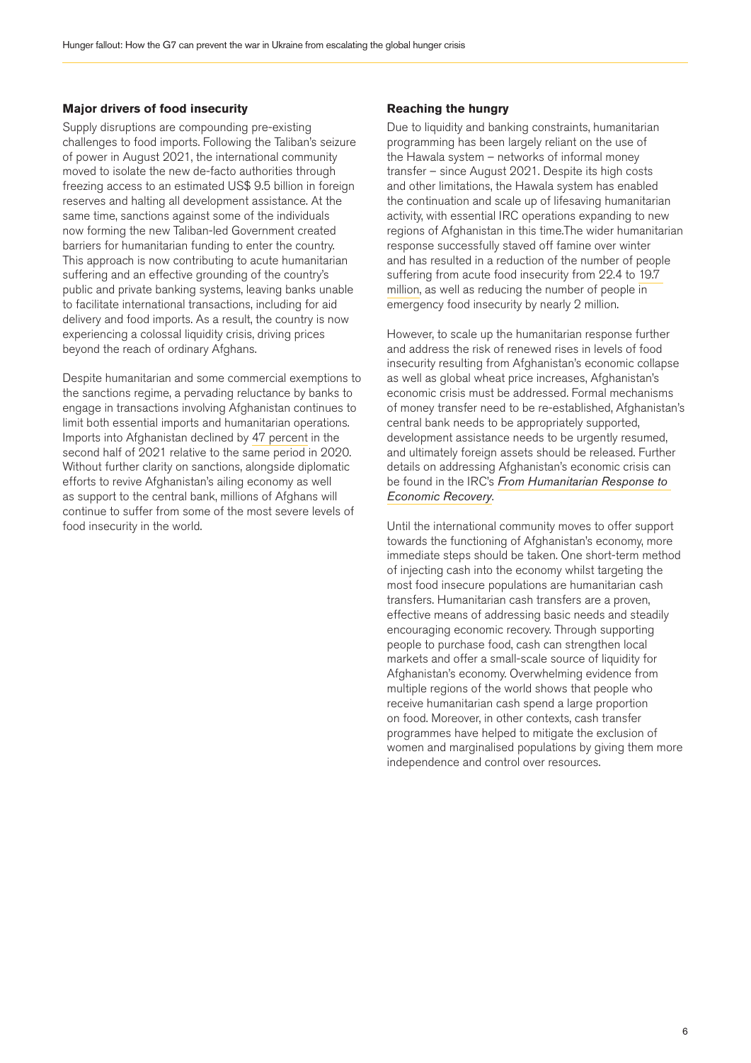### Major drivers of food insecurity

Supply disruptions are compounding pre-existing challenges to food imports. Following the Taliban's seizure of power in August 2021, the international community moved to isolate the new de-facto authorities through freezing access to an estimated US$ 9.5 billion in foreign reserves and halting all development assistance. At the same time, sanctions against some of the individuals now forming the new Taliban-led Government created barriers for humanitarian funding to enter the country. This approach is now contributing to acute humanitarian suffering and an effective grounding of the country's public and private banking systems, leaving banks unable to facilitate international transactions, including for aid delivery and food imports. As a result, the country is now experiencing a colossal liquidity crisis, driving prices beyond the reach of ordinary Afghans.

Despite humanitarian and some commercial exemptions to the sanctions regime, a pervading reluctance by banks to engage in transactions involving Afghanistan continues to limit both essential imports and humanitarian operations. Imports into Afghanistan declined by 47 percent in the second half of 2021 relative to the same period in 2020. Without further clarity on sanctions, alongside diplomatic efforts to revive Afghanistan's ailing economy as well as support to the central bank, millions of Afghans will continue to suffer from some of the most severe levels of food insecurity in the world.

### Reaching the hungry

Due to liquidity and banking constraints, humanitarian programming has been largely reliant on the use of the Hawala system – networks of informal money transfer – since August 2021. Despite its high costs and other limitations, the Hawala system has enabled the continuation and scale up of lifesaving humanitarian activity, with essential IRC operations expanding to new regions of Afghanistan in this time.The wider humanitarian response successfully staved off famine over winter and has resulted in a reduction of the number of people suffering from acute food insecurity from 22.4 to 19.7 million, as well as reducing the number of people in emergency food insecurity by nearly 2 million.

However, to scale up the humanitarian response further and address the risk of renewed rises in levels of food insecurity resulting from Afghanistan's economic collapse as well as global wheat price increases, Afghanistan's economic crisis must be addressed. Formal mechanisms of money transfer need to be re-established, Afghanistan's central bank needs to be appropriately supported, development assistance needs to be urgently resumed, and ultimately foreign assets should be released. Further details on addressing Afghanistan's economic crisis can be found in the IRC's *From Humanitarian Response to Economic Recovery*.

Until the international community moves to offer support towards the functioning of Afghanistan's economy, more immediate steps should be taken. One short-term method of injecting cash into the economy whilst targeting the most food insecure populations are humanitarian cash transfers. Humanitarian cash transfers are a proven, effective means of addressing basic needs and steadily encouraging economic recovery. Through supporting people to purchase food, cash can strengthen local markets and offer a small-scale source of liquidity for Afghanistan's economy. Overwhelming evidence from multiple regions of the world shows that people who receive humanitarian cash spend a large proportion on food. Moreover, in other contexts, cash transfer programmes have helped to mitigate the exclusion of women and marginalised populations by giving them more independence and control over resources.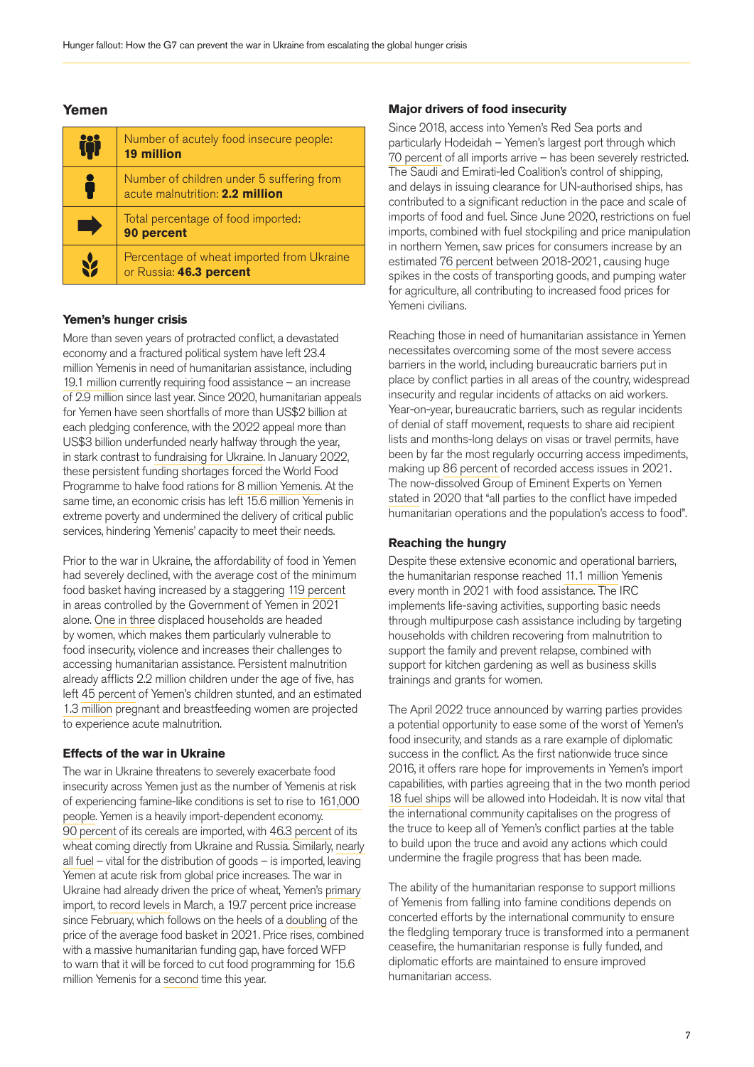## Yemen

| | |
|---|---|
| | Number of acutely food insecure people: **19 million** |
| | Number of children under 5 suffering from acute malnutrition: **2.2 million** |
| | Total percentage of food imported: **90 percent** |
| | Percentage of wheat imported from Ukraine or Russia: **46.3 percent** |

### Yemen's hunger crisis

More than seven years of protracted conflict, a devastated economy and a fractured political system have left 23.4 million Yemenis in need of humanitarian assistance, including 19.1 million currently requiring food assistance – an increase of 2.9 million since last year. Since 2020, humanitarian appeals for Yemen have seen shortfalls of more than US$2 billion at each pledging conference, with the 2022 appeal more than US$3 billion underfunded nearly halfway through the year, in stark contrast to fundraising for Ukraine. In January 2022, these persistent funding shortages forced the World Food Programme to halve food rations for 8 million Yemenis. At the same time, an economic crisis has left 15.6 million Yemenis in extreme poverty and undermined the delivery of critical public services, hindering Yemenis' capacity to meet their needs.

Prior to the war in Ukraine, the affordability of food in Yemen had severely declined, with the average cost of the minimum food basket having increased by a staggering 119 percent in areas controlled by the Government of Yemen in 2021 alone. One in three displaced households are headed by women, which makes them particularly vulnerable to food insecurity, violence and increases their challenges to accessing humanitarian assistance. Persistent malnutrition already afflicts 2.2 million children under the age of five, has left 45 percent of Yemen's children stunted, and an estimated 1.3 million pregnant and breastfeeding women are projected to experience acute malnutrition.

### Effects of the war in Ukraine

The war in Ukraine threatens to severely exacerbate food insecurity across Yemen just as the number of Yemenis at risk of experiencing famine-like conditions is set to rise to 161,000 people. Yemen is a heavily import-dependent economy. 90 percent of its cereals are imported, with 46.3 percent of its wheat coming directly from Ukraine and Russia. Similarly, nearly all fuel – vital for the distribution of goods – is imported, leaving Yemen at acute risk from global price increases. The war in Ukraine had already driven the price of wheat, Yemen's primary import, to record levels in March, a 19.7 percent price increase since February, which follows on the heels of a doubling of the price of the average food basket in 2021. Price rises, combined with a massive humanitarian funding gap, have forced WFP to warn that it will be forced to cut food programming for 15.6 million Yemenis for a second time this year.

### Major drivers of food insecurity

Since 2018, access into Yemen's Red Sea ports and particularly Hodeidah – Yemen's largest port through which 70 percent of all imports arrive – has been severely restricted. The Saudi and Emirati-led Coalition's control of shipping, and delays in issuing clearance for UN-authorised ships, has contributed to a significant reduction in the pace and scale of imports of food and fuel. Since June 2020, restrictions on fuel imports, combined with fuel stockpiling and price manipulation in northern Yemen, saw prices for consumers increase by an estimated 76 percent between 2018-2021, causing huge spikes in the costs of transporting goods, and pumping water for agriculture, all contributing to increased food prices for Yemeni civilians.

Reaching those in need of humanitarian assistance in Yemen necessitates overcoming some of the most severe access barriers in the world, including bureaucratic barriers put in place by conflict parties in all areas of the country, widespread insecurity and regular incidents of attacks on aid workers. Year-on-year, bureaucratic barriers, such as regular incidents of denial of staff movement, requests to share aid recipient lists and months-long delays on visas or travel permits, have been by far the most regularly occurring access impediments, making up 86 percent of recorded access issues in 2021. The now-dissolved Group of Eminent Experts on Yemen stated in 2020 that "all parties to the conflict have impeded humanitarian operations and the population's access to food".

### Reaching the hungry

Despite these extensive economic and operational barriers, the humanitarian response reached 11.1 million Yemenis every month in 2021 with food assistance. The IRC implements life-saving activities, supporting basic needs through multipurpose cash assistance including by targeting households with children recovering from malnutrition to support the family and prevent relapse, combined with support for kitchen gardening as well as business skills trainings and grants for women.

The April 2022 truce announced by warring parties provides a potential opportunity to ease some of the worst of Yemen's food insecurity, and stands as a rare example of diplomatic success in the conflict. As the first nationwide truce since 2016, it offers rare hope for improvements in Yemen's import capabilities, with parties agreeing that in the two month period 18 fuel ships will be allowed into Hodeidah. It is now vital that the international community capitalises on the progress of the truce to keep all of Yemen's conflict parties at the table to build upon the truce and avoid any actions which could undermine the fragile progress that has been made.

The ability of the humanitarian response to support millions of Yemenis from falling into famine conditions depends on concerted efforts by the international community to ensure the fledgling temporary truce is transformed into a permanent ceasefire, the humanitarian response is fully funded, and diplomatic efforts are maintained to ensure improved humanitarian access.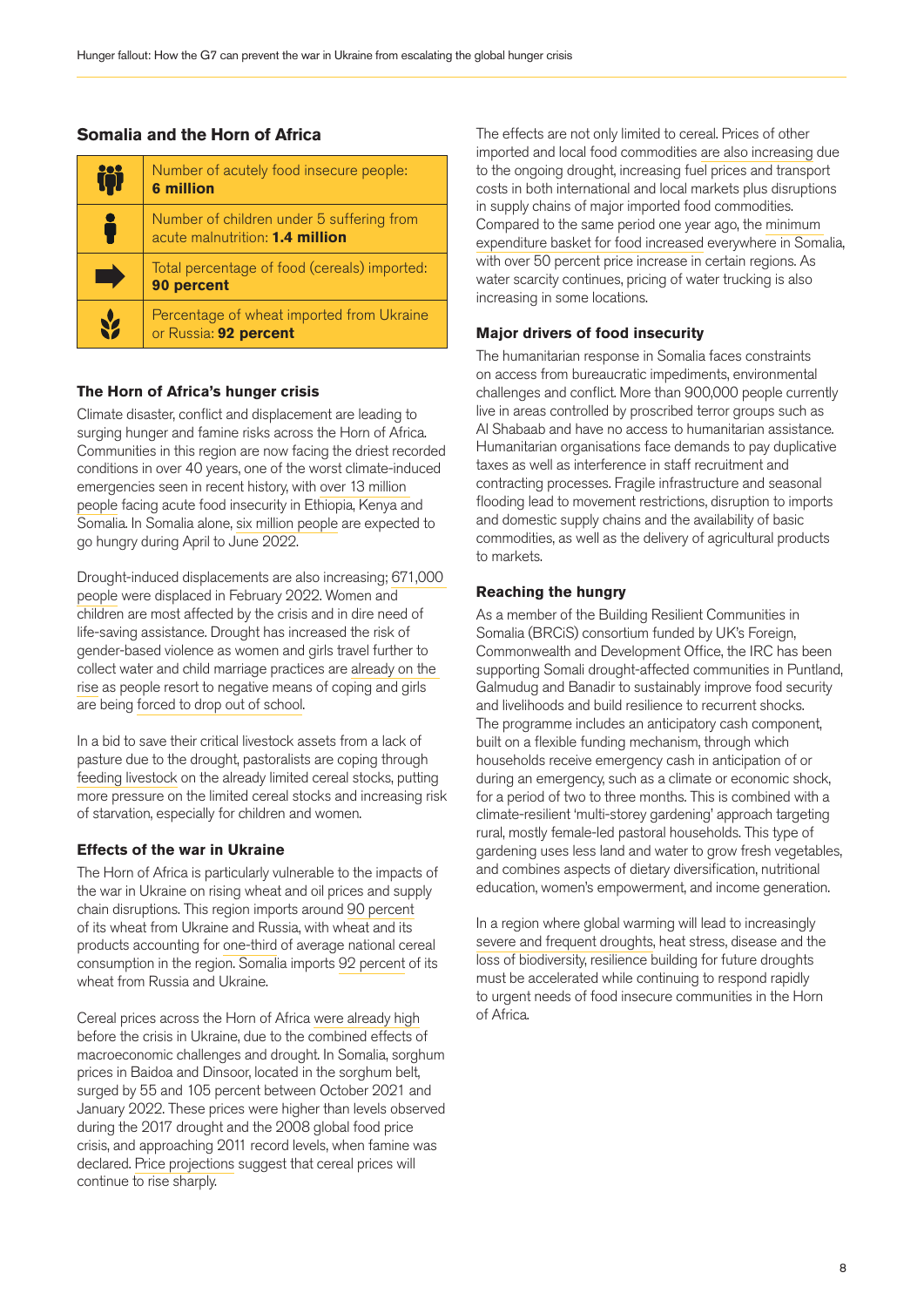## Somalia and the Horn of Africa

| | |
|---|---|
| | Number of acutely food insecure people: **6 million** |
| | Number of children under 5 suffering from acute malnutrition: **1.4 million** |
| | Total percentage of food (cereals) imported: **90 percent** |
| | Percentage of wheat imported from Ukraine or Russia: **92 percent** |

### The Horn of Africa's hunger crisis

Climate disaster, conflict and displacement are leading to surging hunger and famine risks across the Horn of Africa. Communities in this region are now facing the driest recorded conditions in over 40 years, one of the worst climate-induced emergencies seen in recent history, with over 13 million people facing acute food insecurity in Ethiopia, Kenya and Somalia. In Somalia alone, six million people are expected to go hungry during April to June 2022.

Drought-induced displacements are also increasing; 671,000 people were displaced in February 2022. Women and children are most affected by the crisis and in dire need of life-saving assistance. Drought has increased the risk of gender-based violence as women and girls travel further to collect water and child marriage practices are already on the rise as people resort to negative means of coping and girls are being forced to drop out of school.

In a bid to save their critical livestock assets from a lack of pasture due to the drought, pastoralists are coping through feeding livestock on the already limited cereal stocks, putting more pressure on the limited cereal stocks and increasing risk of starvation, especially for children and women.

### Effects of the war in Ukraine

The Horn of Africa is particularly vulnerable to the impacts of the war in Ukraine on rising wheat and oil prices and supply chain disruptions. This region imports around 90 percent of its wheat from Ukraine and Russia, with wheat and its products accounting for one-third of average national cereal consumption in the region. Somalia imports 92 percent of its wheat from Russia and Ukraine.

Cereal prices across the Horn of Africa were already high before the crisis in Ukraine, due to the combined effects of macroeconomic challenges and drought. In Somalia, sorghum prices in Baidoa and Dinsoor, located in the sorghum belt, surged by 55 and 105 percent between October 2021 and January 2022. These prices were higher than levels observed during the 2017 drought and the 2008 global food price crisis, and approaching 2011 record levels, when famine was declared. Price projections suggest that cereal prices will continue to rise sharply.

The effects are not only limited to cereal. Prices of other imported and local food commodities are also increasing due to the ongoing drought, increasing fuel prices and transport costs in both international and local markets plus disruptions in supply chains of major imported food commodities. Compared to the same period one year ago, the minimum expenditure basket for food increased everywhere in Somalia, with over 50 percent price increase in certain regions. As water scarcity continues, pricing of water trucking is also increasing in some locations.

### Major drivers of food insecurity

The humanitarian response in Somalia faces constraints on access from bureaucratic impediments, environmental challenges and conflict. More than 900,000 people currently live in areas controlled by proscribed terror groups such as Al Shabaab and have no access to humanitarian assistance. Humanitarian organisations face demands to pay duplicative taxes as well as interference in staff recruitment and contracting processes. Fragile infrastructure and seasonal flooding lead to movement restrictions, disruption to imports and domestic supply chains and the availability of basic commodities, as well as the delivery of agricultural products to markets.

### Reaching the hungry

As a member of the Building Resilient Communities in Somalia (BRCiS) consortium funded by UK's Foreign, Commonwealth and Development Office, the IRC has been supporting Somali drought-affected communities in Puntland, Galmudug and Banadir to sustainably improve food security and livelihoods and build resilience to recurrent shocks. The programme includes an anticipatory cash component, built on a flexible funding mechanism, through which households receive emergency cash in anticipation of or during an emergency, such as a climate or economic shock, for a period of two to three months. This is combined with a climate-resilient 'multi-storey gardening' approach targeting rural, mostly female-led pastoral households. This type of gardening uses less land and water to grow fresh vegetables, and combines aspects of dietary diversification, nutritional education, women's empowerment, and income generation.

In a region where global warming will lead to increasingly severe and frequent droughts, heat stress, disease and the loss of biodiversity, resilience building for future droughts must be accelerated while continuing to respond rapidly to urgent needs of food insecure communities in the Horn of Africa.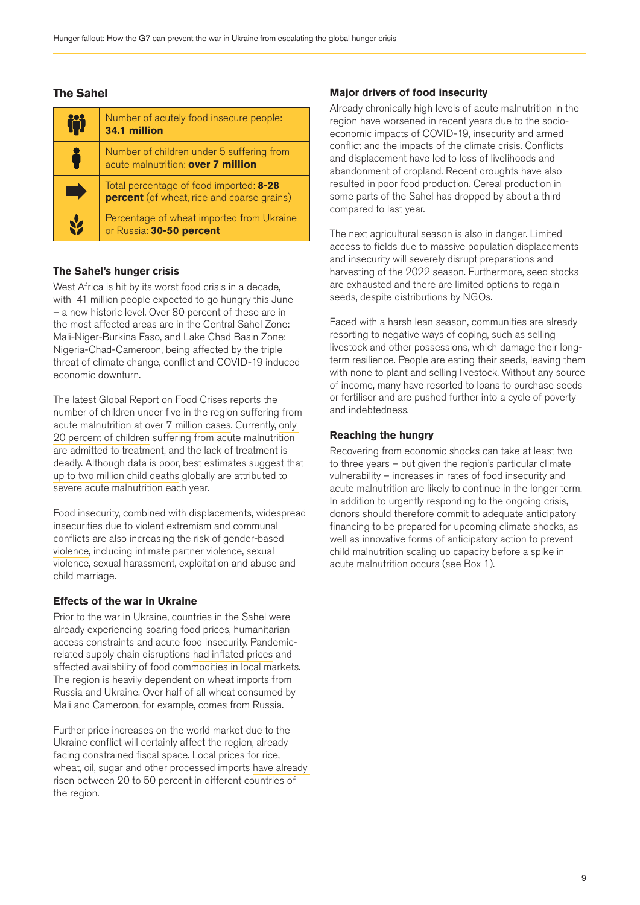## The Sahel

| | |
|---|---|
| | Number of acutely food insecure people: **34.1 million** |
| | Number of children under 5 suffering from acute malnutrition: **over 7 million** |
| | Total percentage of food imported: **8-28 percent** (of wheat, rice and coarse grains) |
| | Percentage of wheat imported from Ukraine or Russia: **30-50 percent** |

### The Sahel's hunger crisis

West Africa is hit by its worst food crisis in a decade, with 41 million people expected to go hungry this June – a new historic level. Over 80 percent of these are in the most affected areas are in the Central Sahel Zone: Mali-Niger-Burkina Faso, and Lake Chad Basin Zone: Nigeria-Chad-Cameroon, being affected by the triple threat of climate change, conflict and COVID-19 induced economic downturn.

The latest Global Report on Food Crises reports the number of children under five in the region suffering from acute malnutrition at over 7 million cases. Currently, only 20 percent of children suffering from acute malnutrition are admitted to treatment, and the lack of treatment is deadly. Although data is poor, best estimates suggest that up to two million child deaths globally are attributed to severe acute malnutrition each year.

Food insecurity, combined with displacements, widespread insecurities due to violent extremism and communal conflicts are also increasing the risk of gender-based violence, including intimate partner violence, sexual violence, sexual harassment, exploitation and abuse and child marriage.

### Effects of the war in Ukraine

Prior to the war in Ukraine, countries in the Sahel were already experiencing soaring food prices, humanitarian access constraints and acute food insecurity. Pandemic-related supply chain disruptions had inflated prices and affected availability of food commodities in local markets. The region is heavily dependent on wheat imports from Russia and Ukraine. Over half of all wheat consumed by Mali and Cameroon, for example, comes from Russia.

Further price increases on the world market due to the Ukraine conflict will certainly affect the region, already facing constrained fiscal space. Local prices for rice, wheat, oil, sugar and other processed imports have already risen between 20 to 50 percent in different countries of the region.

### Major drivers of food insecurity

Already chronically high levels of acute malnutrition in the region have worsened in recent years due to the socio-economic impacts of COVID-19, insecurity and armed conflict and the impacts of the climate crisis. Conflicts and displacement have led to loss of livelihoods and abandonment of cropland. Recent droughts have also resulted in poor food production. Cereal production in some parts of the Sahel has dropped by about a third compared to last year.

The next agricultural season is also in danger. Limited access to fields due to massive population displacements and insecurity will severely disrupt preparations and harvesting of the 2022 season. Furthermore, seed stocks are exhausted and there are limited options to regain seeds, despite distributions by NGOs.

Faced with a harsh lean season, communities are already resorting to negative ways of coping, such as selling livestock and other possessions, which damage their long-term resilience. People are eating their seeds, leaving them with none to plant and selling livestock. Without any source of income, many have resorted to loans to purchase seeds or fertiliser and are pushed further into a cycle of poverty and indebtedness.

### Reaching the hungry

Recovering from economic shocks can take at least two to three years – but given the region's particular climate vulnerability – increases in rates of food insecurity and acute malnutrition are likely to continue in the longer term. In addition to urgently responding to the ongoing crisis, donors should therefore commit to adequate anticipatory financing to be prepared for upcoming climate shocks, as well as innovative forms of anticipatory action to prevent child malnutrition scaling up capacity before a spike in acute malnutrition occurs (see Box 1).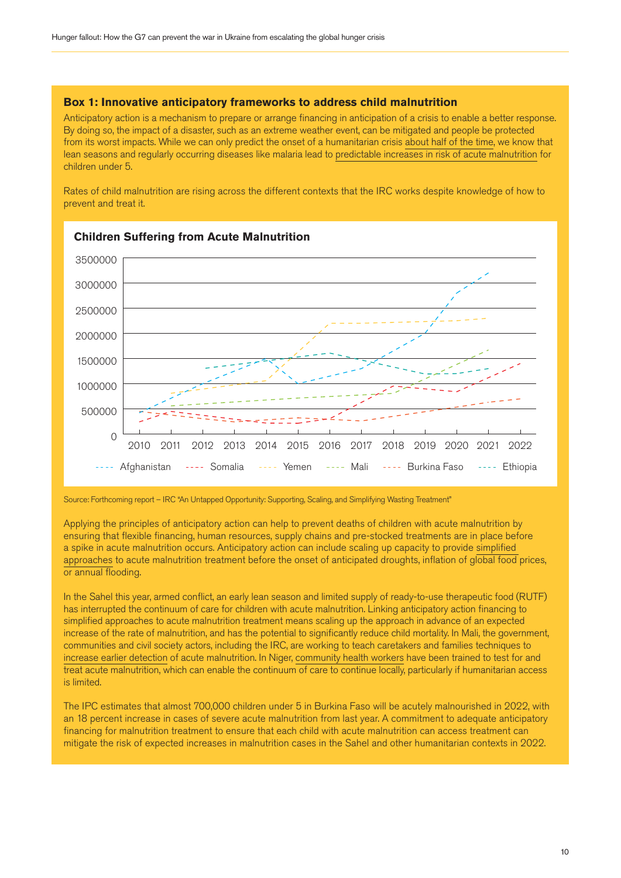### Box 1: Innovative anticipatory frameworks to address child malnutrition

Anticipatory action is a mechanism to prepare or arrange financing in anticipation of a crisis to enable a better response. By doing so, the impact of a disaster, such as an extreme weather event, can be mitigated and people be protected from its worst impacts. While we can only predict the onset of a humanitarian crisis about half of the time, we know that lean seasons and regularly occurring diseases like malaria lead to predictable increases in risk of acute malnutrition for children under 5.

Rates of child malnutrition are rising across the different contexts that the IRC works despite knowledge of how to prevent and treat it.

**Children Suffering from Acute Malnutrition**

Source: Forthcoming report – IRC "An Untapped Opportunity: Supporting, Scaling, and Simplifying Wasting Treatment"

Applying the principles of anticipatory action can help to prevent deaths of children with acute malnutrition by ensuring that flexible financing, human resources, supply chains and pre-stocked treatments are in place before a spike in acute malnutrition occurs. Anticipatory action can include scaling up capacity to provide simplified approaches to acute malnutrition treatment before the onset of anticipated droughts, inflation of global food prices, or annual flooding.

In the Sahel this year, armed conflict, an early lean season and limited supply of ready-to-use therapeutic food (RUTF) has interrupted the continuum of care for children with acute malnutrition. Linking anticipatory action financing to simplified approaches to acute malnutrition treatment means scaling up the approach in advance of an expected increase of the rate of malnutrition, and has the potential to significantly reduce child mortality. In Mali, the government, communities and civil society actors, including the IRC, are working to teach caretakers and families techniques to increase earlier detection of acute malnutrition. In Niger, community health workers have been trained to test for and treat acute malnutrition, which can enable the continuum of care to continue locally, particularly if humanitarian access is limited.

The IPC estimates that almost 700,000 children under 5 in Burkina Faso will be acutely malnourished in 2022, with an 18 percent increase in cases of severe acute malnutrition from last year. A commitment to adequate anticipatory financing for malnutrition treatment to ensure that each child with acute malnutrition can access treatment can mitigate the risk of expected increases in malnutrition cases in the Sahel and other humanitarian contexts in 2022.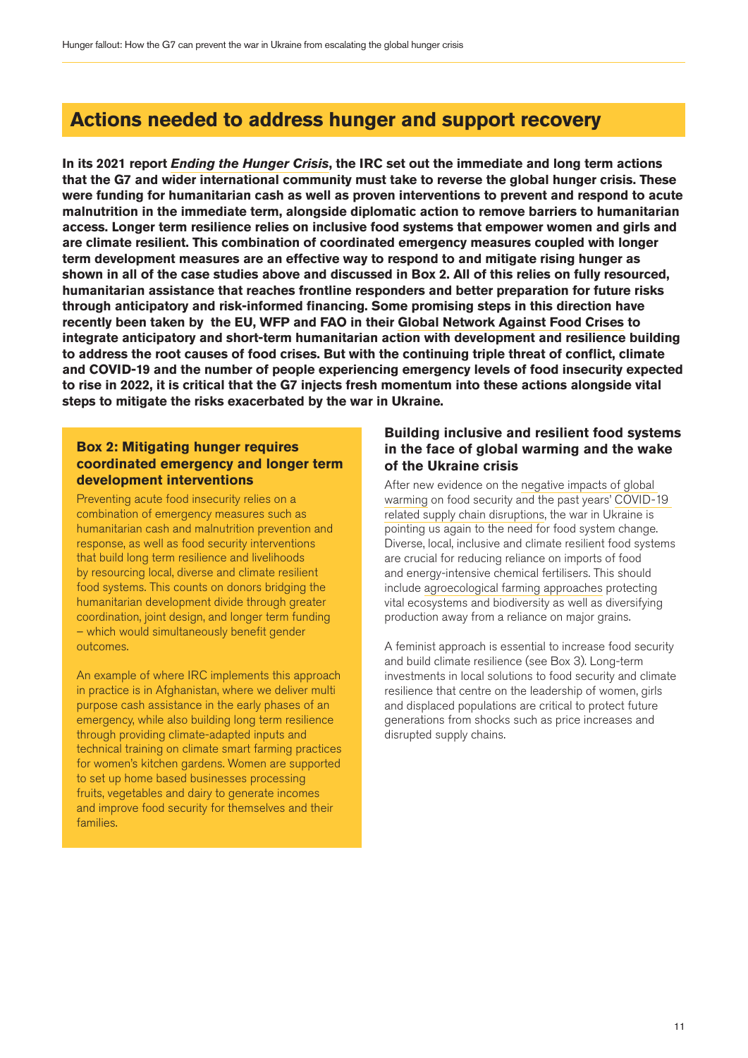## Actions needed to address hunger and support recovery

**In its 2021 report *Ending the Hunger Crisis*, the IRC set out the immediate and long term actions that the G7 and wider international community must take to reverse the global hunger crisis. These were funding for humanitarian cash as well as proven interventions to prevent and respond to acute malnutrition in the immediate term, alongside diplomatic action to remove barriers to humanitarian access. Longer term resilience relies on inclusive food systems that empower women and girls and are climate resilient. This combination of coordinated emergency measures coupled with longer term development measures are an effective way to respond to and mitigate rising hunger as shown in all of the case studies above and discussed in Box 2. All of this relies on fully resourced, humanitarian assistance that reaches frontline responders and better preparation for future risks through anticipatory and risk-informed financing. Some promising steps in this direction have recently been taken by the EU, WFP and FAO in their Global Network Against Food Crises to integrate anticipatory and short-term humanitarian action with development and resilience building to address the root causes of food crises. But with the continuing triple threat of conflict, climate and COVID-19 and the number of people experiencing emergency levels of food insecurity expected to rise in 2022, it is critical that the G7 injects fresh momentum into these actions alongside vital steps to mitigate the risks exacerbated by the war in Ukraine.**

### Box 2: Mitigating hunger requires coordinated emergency and longer term development interventions

Preventing acute food insecurity relies on a combination of emergency measures such as humanitarian cash and malnutrition prevention and response, as well as food security interventions that build long term resilience and livelihoods by resourcing local, diverse and climate resilient food systems. This counts on donors bridging the humanitarian development divide through greater coordination, joint design, and longer term funding – which would simultaneously benefit gender outcomes.

An example of where IRC implements this approach in practice is in Afghanistan, where we deliver multi purpose cash assistance in the early phases of an emergency, while also building long term resilience through providing climate-adapted inputs and technical training on climate smart farming practices for women's kitchen gardens. Women are supported to set up home based businesses processing fruits, vegetables and dairy to generate incomes and improve food security for themselves and their families.

### Building inclusive and resilient food systems in the face of global warming and the wake of the Ukraine crisis

After new evidence on the negative impacts of global warming on food security and the past years' COVID-19 related supply chain disruptions, the war in Ukraine is pointing us again to the need for food system change. Diverse, local, inclusive and climate resilient food systems are crucial for reducing reliance on imports of food and energy-intensive chemical fertilisers. This should include agroecological farming approaches protecting vital ecosystems and biodiversity as well as diversifying production away from a reliance on major grains.

A feminist approach is essential to increase food security and build climate resilience (see Box 3). Long-term investments in local solutions to food security and climate resilience that centre on the leadership of women, girls and displaced populations are critical to protect future generations from shocks such as price increases and disrupted supply chains.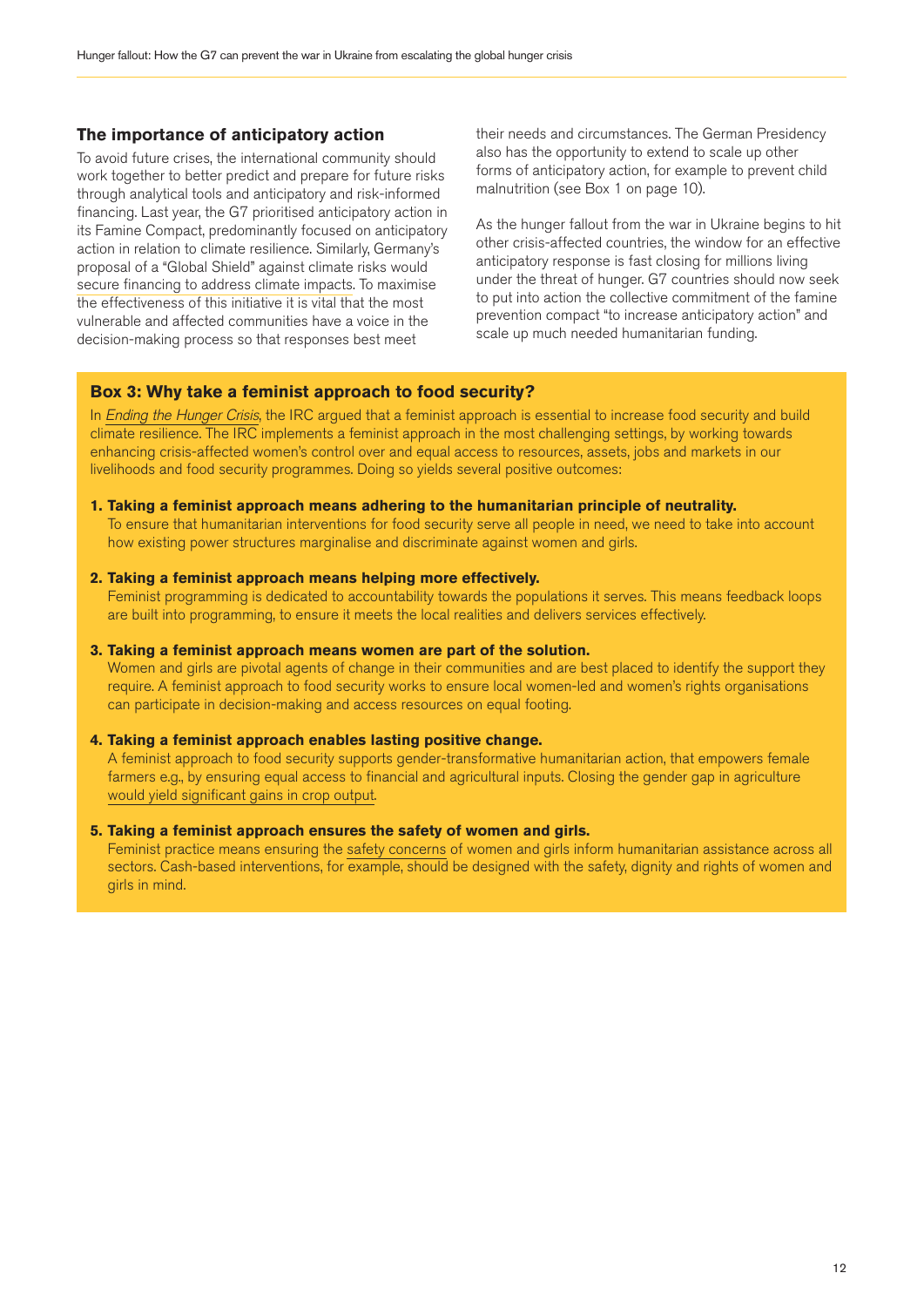## The importance of anticipatory action

To avoid future crises, the international community should work together to better predict and prepare for future risks through analytical tools and anticipatory and risk-informed financing. Last year, the G7 prioritised anticipatory action in its Famine Compact, predominantly focused on anticipatory action in relation to climate resilience. Similarly, Germany's proposal of a "Global Shield" against climate risks would secure financing to address climate impacts. To maximise the effectiveness of this initiative it is vital that the most vulnerable and affected communities have a voice in the decision-making process so that responses best meet their needs and circumstances. The German Presidency also has the opportunity to extend to scale up other forms of anticipatory action, for example to prevent child malnutrition (see Box 1 on page 10).

As the hunger fallout from the war in Ukraine begins to hit other crisis-affected countries, the window for an effective anticipatory response is fast closing for millions living under the threat of hunger. G7 countries should now seek to put into action the collective commitment of the famine prevention compact "to increase anticipatory action" and scale up much needed humanitarian funding.

### Box 3: Why take a feminist approach to food security?

In *Ending the Hunger Crisis*, the IRC argued that a feminist approach is essential to increase food security and build climate resilience. The IRC implements a feminist approach in the most challenging settings, by working towards enhancing crisis-affected women's control over and equal access to resources, assets, jobs and markets in our livelihoods and food security programmes. Doing so yields several positive outcomes:

1. **Taking a feminist approach means adhering to the humanitarian principle of neutrality.**
   To ensure that humanitarian interventions for food security serve all people in need, we need to take into account how existing power structures marginalise and discriminate against women and girls.

2. **Taking a feminist approach means helping more effectively.**
   Feminist programming is dedicated to accountability towards the populations it serves. This means feedback loops are built into programming, to ensure it meets the local realities and delivers services effectively.

3. **Taking a feminist approach means women are part of the solution.**
   Women and girls are pivotal agents of change in their communities and are best placed to identify the support they require. A feminist approach to food security works to ensure local women-led and women's rights organisations can participate in decision-making and access resources on equal footing.

4. **Taking a feminist approach enables lasting positive change.**
   A feminist approach to food security supports gender-transformative humanitarian action, that empowers female farmers e.g., by ensuring equal access to financial and agricultural inputs. Closing the gender gap in agriculture would yield significant gains in crop output.

5. **Taking a feminist approach ensures the safety of women and girls.**
   Feminist practice means ensuring the safety concerns of women and girls inform humanitarian assistance across all sectors. Cash-based interventions, for example, should be designed with the safety, dignity and rights of women and girls in mind.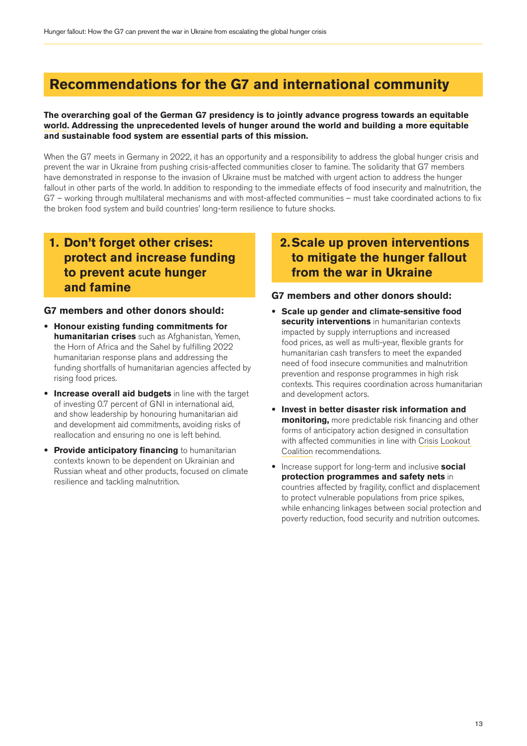## Recommendations for the G7 and international community

**The overarching goal of the German G7 presidency is to jointly advance progress towards an equitable world. Addressing the unprecedented levels of hunger around the world and building a more equitable and sustainable food system are essential parts of this mission.**

When the G7 meets in Germany in 2022, it has an opportunity and a responsibility to address the global hunger crisis and prevent the war in Ukraine from pushing crisis-affected communities closer to famine. The solidarity that G7 members have demonstrated in response to the invasion of Ukraine must be matched with urgent action to address the hunger fallout in other parts of the world. In addition to responding to the immediate effects of food insecurity and malnutrition, the G7 – working through multilateral mechanisms and with most-affected communities – must take coordinated actions to fix the broken food system and build countries' long-term resilience to future shocks.

### 1. Don't forget other crises: protect and increase funding to prevent acute hunger and famine

**G7 members and other donors should:**

- **Honour existing funding commitments for humanitarian crises** such as Afghanistan, Yemen, the Horn of Africa and the Sahel by fulfilling 2022 humanitarian response plans and addressing the funding shortfalls of humanitarian agencies affected by rising food prices.
- **Increase overall aid budgets** in line with the target of investing 0.7 percent of GNI in international aid, and show leadership by honouring humanitarian aid and development aid commitments, avoiding risks of reallocation and ensuring no one is left behind.
- **Provide anticipatory financing** to humanitarian contexts known to be dependent on Ukrainian and Russian wheat and other products, focused on climate resilience and tackling malnutrition.

### 2. Scale up proven interventions to mitigate the hunger fallout from the war in Ukraine

**G7 members and other donors should:**

- **Scale up gender and climate-sensitive food security interventions** in humanitarian contexts impacted by supply interruptions and increased food prices, as well as multi-year, flexible grants for humanitarian cash transfers to meet the expanded need of food insecure communities and malnutrition prevention and response programmes in high risk contexts. This requires coordination across humanitarian and development actors.
- **Invest in better disaster risk information and monitoring,** more predictable risk financing and other forms of anticipatory action designed in consultation with affected communities in line with Crisis Lookout Coalition recommendations.
- Increase support for long-term and inclusive **social protection programmes and safety nets** in countries affected by fragility, conflict and displacement to protect vulnerable populations from price spikes, while enhancing linkages between social protection and poverty reduction, food security and nutrition outcomes.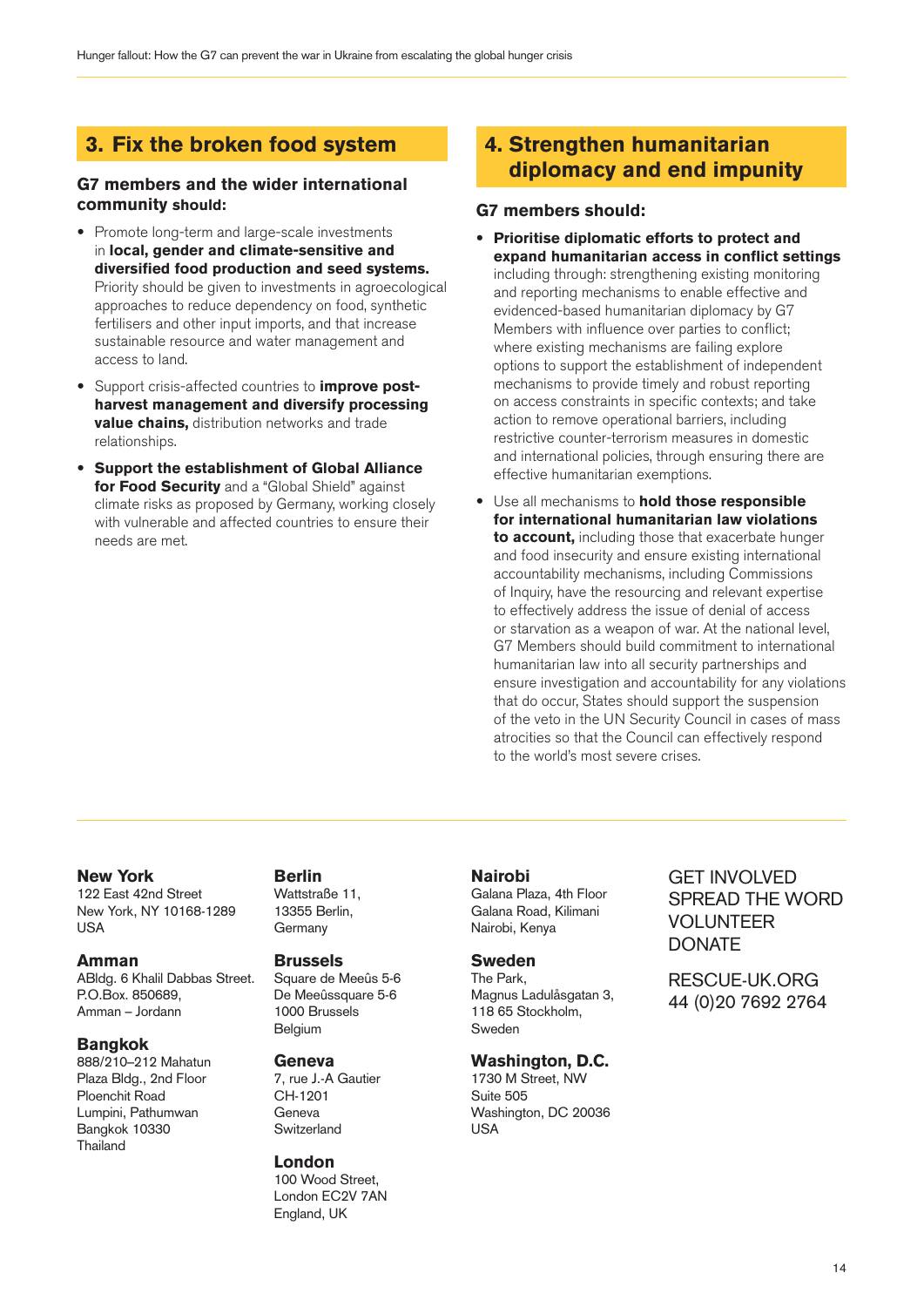## 3. Fix the broken food system

**G7 members and the wider international community should:**

- Promote long-term and large-scale investments in **local, gender and climate-sensitive and diversified food production and seed systems.** Priority should be given to investments in agroecological approaches to reduce dependency on food, synthetic fertilisers and other input imports, and that increase sustainable resource and water management and access to land.
- Support crisis-affected countries to **improve post-harvest management and diversify processing value chains,** distribution networks and trade relationships.
- **Support the establishment of Global Alliance for Food Security** and a "Global Shield" against climate risks as proposed by Germany, working closely with vulnerable and affected countries to ensure their needs are met.

## 4. Strengthen humanitarian diplomacy and end impunity

**G7 members should:**

- **Prioritise diplomatic efforts to protect and expand humanitarian access in conflict settings** including through: strengthening existing monitoring and reporting mechanisms to enable effective and evidenced-based humanitarian diplomacy by G7 Members with influence over parties to conflict; where existing mechanisms are failing explore options to support the establishment of independent mechanisms to provide timely and robust reporting on access constraints in specific contexts; and take action to remove operational barriers, including restrictive counter-terrorism measures in domestic and international policies, through ensuring there are effective humanitarian exemptions.
- Use all mechanisms to **hold those responsible for international humanitarian law violations to account,** including those that exacerbate hunger and food insecurity and ensure existing international accountability mechanisms, including Commissions of Inquiry, have the resourcing and relevant expertise to effectively address the issue of denial of access or starvation as a weapon of war. At the national level, G7 Members should build commitment to international humanitarian law into all security partnerships and ensure investigation and accountability for any violations that do occur, States should support the suspension of the veto in the UN Security Council in cases of mass atrocities so that the Council can effectively respond to the world's most severe crises.

---

**New York**
122 East 42nd Street
New York, NY 10168-1289
USA

**Amman**
ABldg. 6 Khalil Dabbas Street.
P.O.Box. 850689,
Amman – Jordann

**Bangkok**
888/210–212 Mahatun
Plaza Bldg., 2nd Floor
Ploenchit Road
Lumpini, Pathumwan
Bangkok 10330
Thailand

**Berlin**
Wattstraße 11,
13355 Berlin,
Germany

**Brussels**
Square de Meeûs 5-6
De Meeûssquare 5-6
1000 Brussels
Belgium

**Geneva**
7, rue J.-A Gautier
CH-1201
Geneva
Switzerland

**London**
100 Wood Street,
London EC2V 7AN
England, UK

**Nairobi**
Galana Plaza, 4th Floor
Galana Road, Kilimani
Nairobi, Kenya

**Sweden**
The Park,
Magnus Ladulåsgatan 3,
118 65 Stockholm,
Sweden

**Washington, D.C.**
1730 M Street, NW
Suite 505
Washington, DC 20036
USA

GET INVOLVED
SPREAD THE WORD
VOLUNTEER
DONATE

RESCUE-UK.ORG
44 (0)20 7692 2764